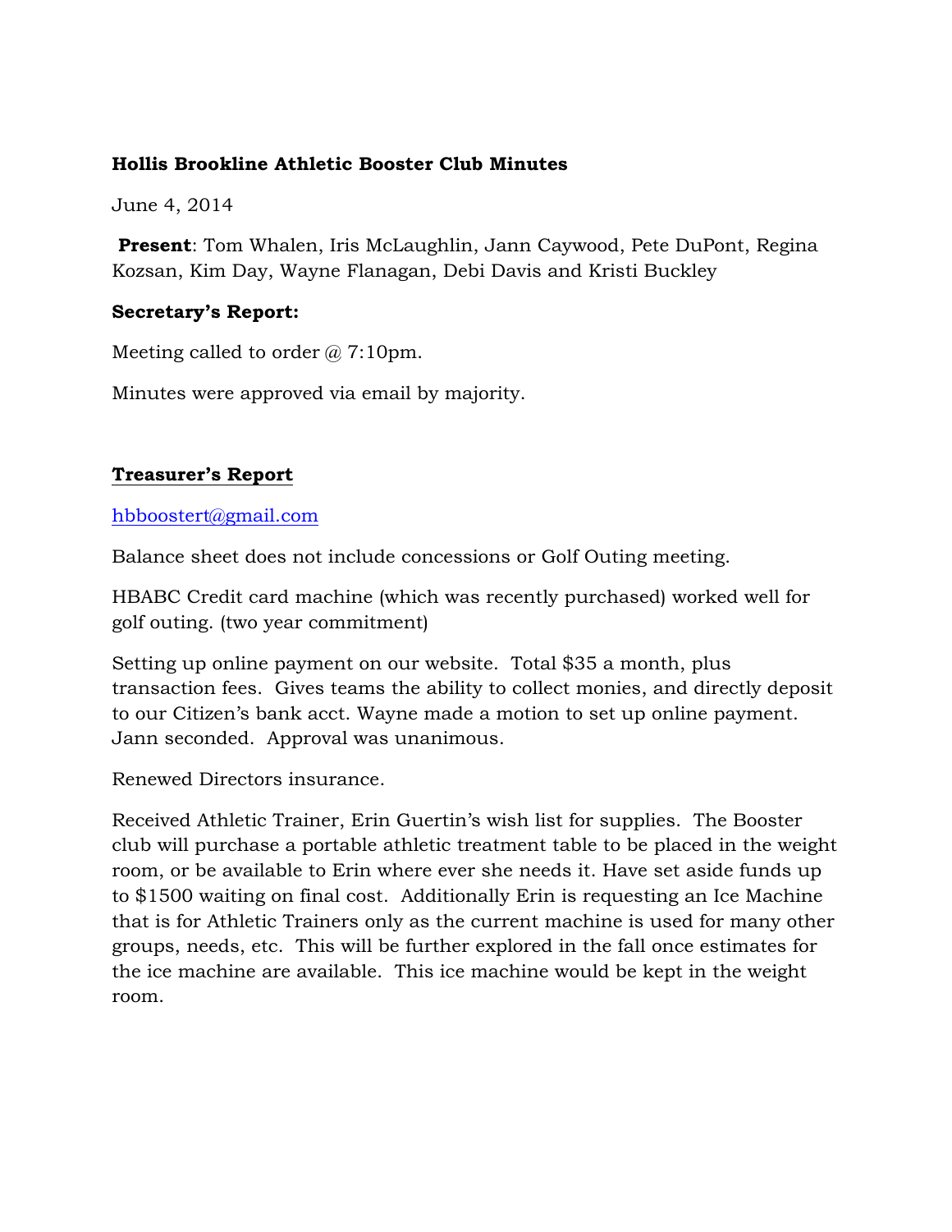**Hollis Brookline Athletic Booster Club Minutes**

June 4, 2014

**Present**: Tom Whalen, Iris McLaughlin, Jann Caywood, Pete DuPont, Regina Kozsan, Kim Day, Wayne Flanagan, Debi Davis and Kristi Buckley

**Secretary's Report:**

Meeting called to order @ 7:10pm.

Minutes were approved via email by majority.

**Treasurer's Report**

hbboostert@gmail.com

Balance sheet does not include concessions or Golf Outing meeting.

HBABC Credit card machine (which was recently purchased) worked well for golf outing. (two year commitment)

Setting up online payment on our website. Total $35 a month, plus transaction fees. Gives teams the ability to collect monies, and directly deposit to our Citizen's bank acct. Wayne made a motion to set up online payment. Jann seconded. Approval was unanimous.

Renewed Directors insurance.

Received Athletic Trainer, Erin Guertin's wish list for supplies. The Booster club will purchase a portable athletic treatment table to be placed in the weight room, or be available to Erin where ever she needs it. Have set aside funds up to $1500 waiting on final cost. Additionally Erin is requesting an Ice Machine that is for Athletic Trainers only as the current machine is used for many other groups, needs, etc. This will be further explored in the fall once estimates for the ice machine are available. This ice machine would be kept in the weight room.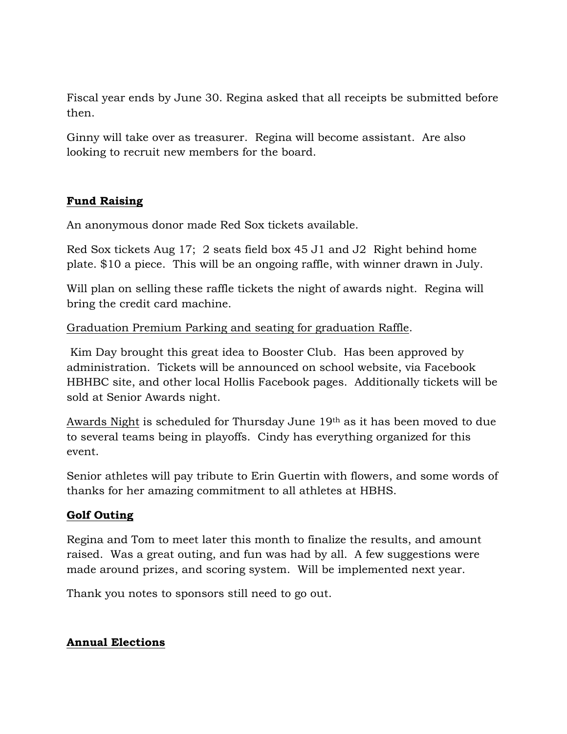Fiscal year ends by June 30. Regina asked that all receipts be submitted before then.

Ginny will take over as treasurer.  Regina will become assistant.  Are also looking to recruit new members for the board.

**Fund Raising**

An anonymous donor made Red Sox tickets available.

Red Sox tickets Aug 17;  2 seats field box 45 J1 and J2  Right behind home plate. $10 a piece.  This will be an ongoing raffle, with winner drawn in July.

Will plan on selling these raffle tickets the night of awards night.  Regina will bring the credit card machine.

<u>Graduation Premium Parking and seating for graduation Raffle</u>.

Kim Day brought this great idea to Booster Club.  Has been approved by administration.  Tickets will be announced on school website, via Facebook HBHBC site, and other local Hollis Facebook pages.  Additionally tickets will be sold at Senior Awards night.

<u>Awards Night</u> is scheduled for Thursday June 19th as it has been moved to due to several teams being in playoffs.  Cindy has everything organized for this event.

Senior athletes will pay tribute to Erin Guertin with flowers, and some words of thanks for her amazing commitment to all athletes at HBHS.

**Golf Outing**

Regina and Tom to meet later this month to finalize the results, and amount raised.  Was a great outing, and fun was had by all.  A few suggestions were made around prizes, and scoring system.  Will be implemented next year.

Thank you notes to sponsors still need to go out.

**Annual Elections**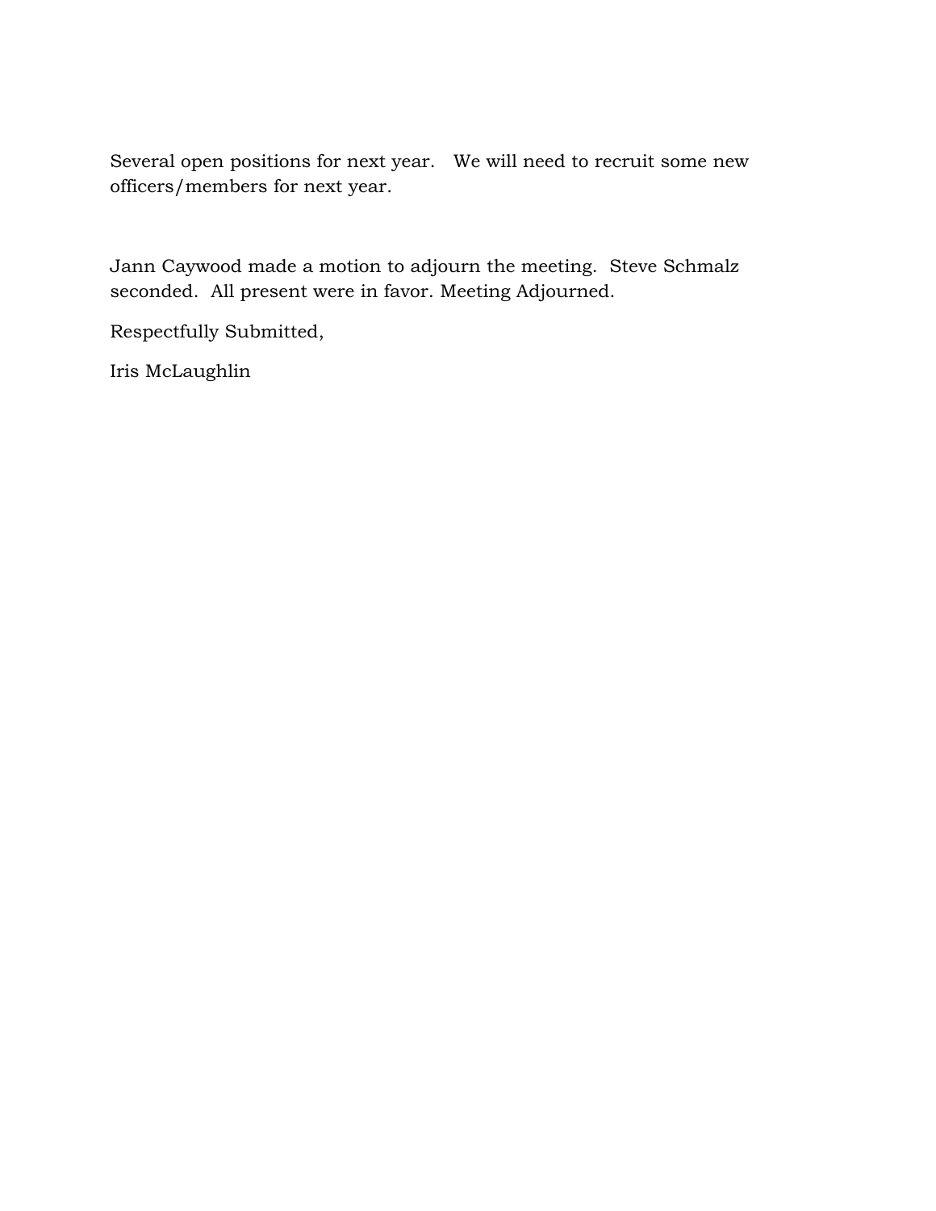Several open positions for next year. We will need to recruit some new officers/members for next year.

Jann Caywood made a motion to adjourn the meeting. Steve Schmalz seconded. All present were in favor. Meeting Adjourned.

Respectfully Submitted,

Iris McLaughlin